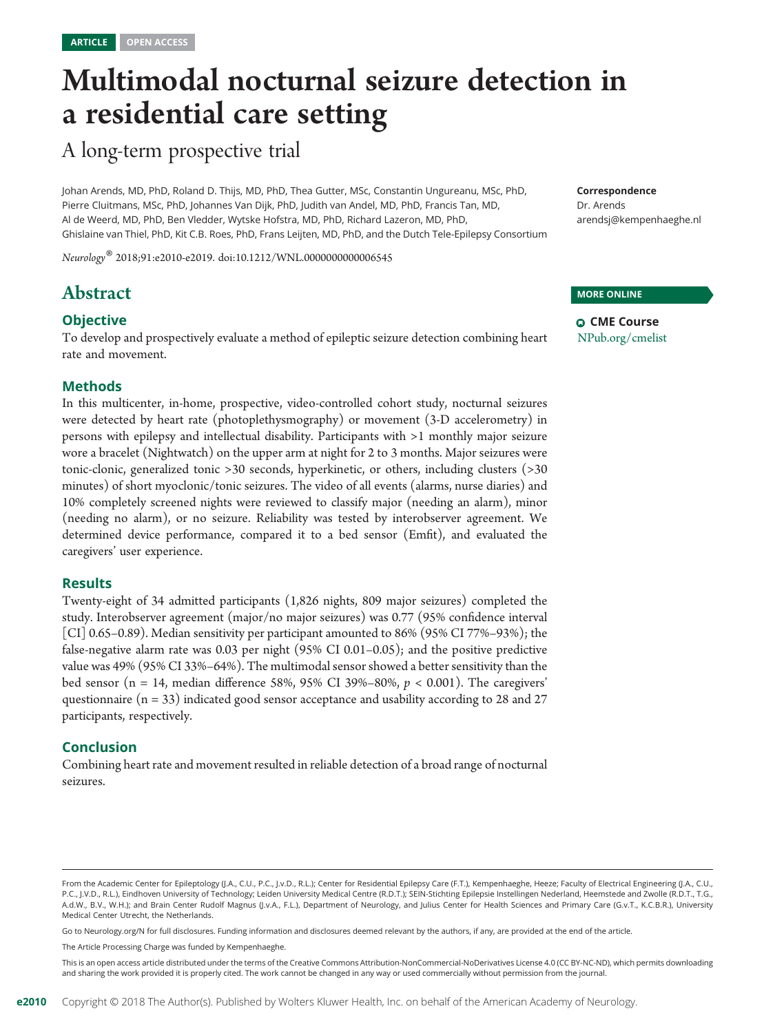ARTICLE OPEN ACCESS

# Multimodal nocturnal seizure detection in a residential care setting

## A long-term prospective trial

Johan Arends, MD, PhD, Roland D. Thijs, MD, PhD, Thea Gutter, MSc, Constantin Ungureanu, MSc, PhD, Pierre Cluitmans, MSc, PhD, Johannes Van Dijk, PhD, Judith van Andel, MD, PhD, Francis Tan, MD, Al de Weerd, MD, PhD, Ben Vledder, Wytske Hofstra, MD, PhD, Richard Lazeron, MD, PhD, Ghislaine van Thiel, PhD, Kit C.B. Roes, PhD, Frans Leijten, MD, PhD, and the Dutch Tele-Epilepsy Consortium

*Neurology*® 2018;91:e2010-e2019. doi:10.1212/WNL.0000000000006545

**Correspondence**
Dr. Arends
arendsj@kempenhaeghe.nl

**MORE ONLINE**

**CME Course**
NPub.org/cmelist

## Abstract

### Objective

To develop and prospectively evaluate a method of epileptic seizure detection combining heart rate and movement.

### Methods

In this multicenter, in-home, prospective, video-controlled cohort study, nocturnal seizures were detected by heart rate (photoplethysmography) or movement (3-D accelerometry) in persons with epilepsy and intellectual disability. Participants with >1 monthly major seizure wore a bracelet (Nightwatch) on the upper arm at night for 2 to 3 months. Major seizures were tonic-clonic, generalized tonic >30 seconds, hyperkinetic, or others, including clusters (>30 minutes) of short myoclonic/tonic seizures. The video of all events (alarms, nurse diaries) and 10% completely screened nights were reviewed to classify major (needing an alarm), minor (needing no alarm), or no seizure. Reliability was tested by interobserver agreement. We determined device performance, compared it to a bed sensor (Emfit), and evaluated the caregivers' user experience.

### Results

Twenty-eight of 34 admitted participants (1,826 nights, 809 major seizures) completed the study. Interobserver agreement (major/no major seizures) was 0.77 (95% confidence interval [CI] 0.65–0.89). Median sensitivity per participant amounted to 86% (95% CI 77%–93%); the false-negative alarm rate was 0.03 per night (95% CI 0.01–0.05); and the positive predictive value was 49% (95% CI 33%–64%). The multimodal sensor showed a better sensitivity than the bed sensor (n = 14, median difference 58%, 95% CI 39%–80%, $p < 0.001$). The caregivers' questionnaire (n = 33) indicated good sensor acceptance and usability according to 28 and 27 participants, respectively.

### Conclusion

Combining heart rate and movement resulted in reliable detection of a broad range of nocturnal seizures.

From the Academic Center for Epileptology (J.A., C.U., P.C., J.v.D., R.L.); Center for Residential Epilepsy Care (F.T.), Kempenhaeghe, Heeze; Faculty of Electrical Engineering (J.A., C.U., P.C., J.V.D., R.L.), Eindhoven University of Technology; Leiden University Medical Centre (R.D.T.); SEIN-Stichting Epilepsie Instellingen Nederland, Heemstede and Zwolle (R.D.T., T.G., A.d.W., B.V., W.H.); and Brain Center Rudolf Magnus (J.v.A., F.L.), Department of Neurology, and Julius Center for Health Sciences and Primary Care (G.v.T., K.C.B.R.), University Medical Center Utrecht, the Netherlands.

Go to Neurology.org/N for full disclosures. Funding information and disclosures deemed relevant by the authors, if any, are provided at the end of the article.

The Article Processing Charge was funded by Kempenhaeghe.

This is an open access article distributed under the terms of the Creative Commons Attribution-NonCommercial-NoDerivatives License 4.0 (CC BY-NC-ND), which permits downloading and sharing the work provided it is properly cited. The work cannot be changed in any way or used commercially without permission from the journal.

Copyright © 2018 The Author(s). Published by Wolters Kluwer Health, Inc. on behalf of the American Academy of Neurology.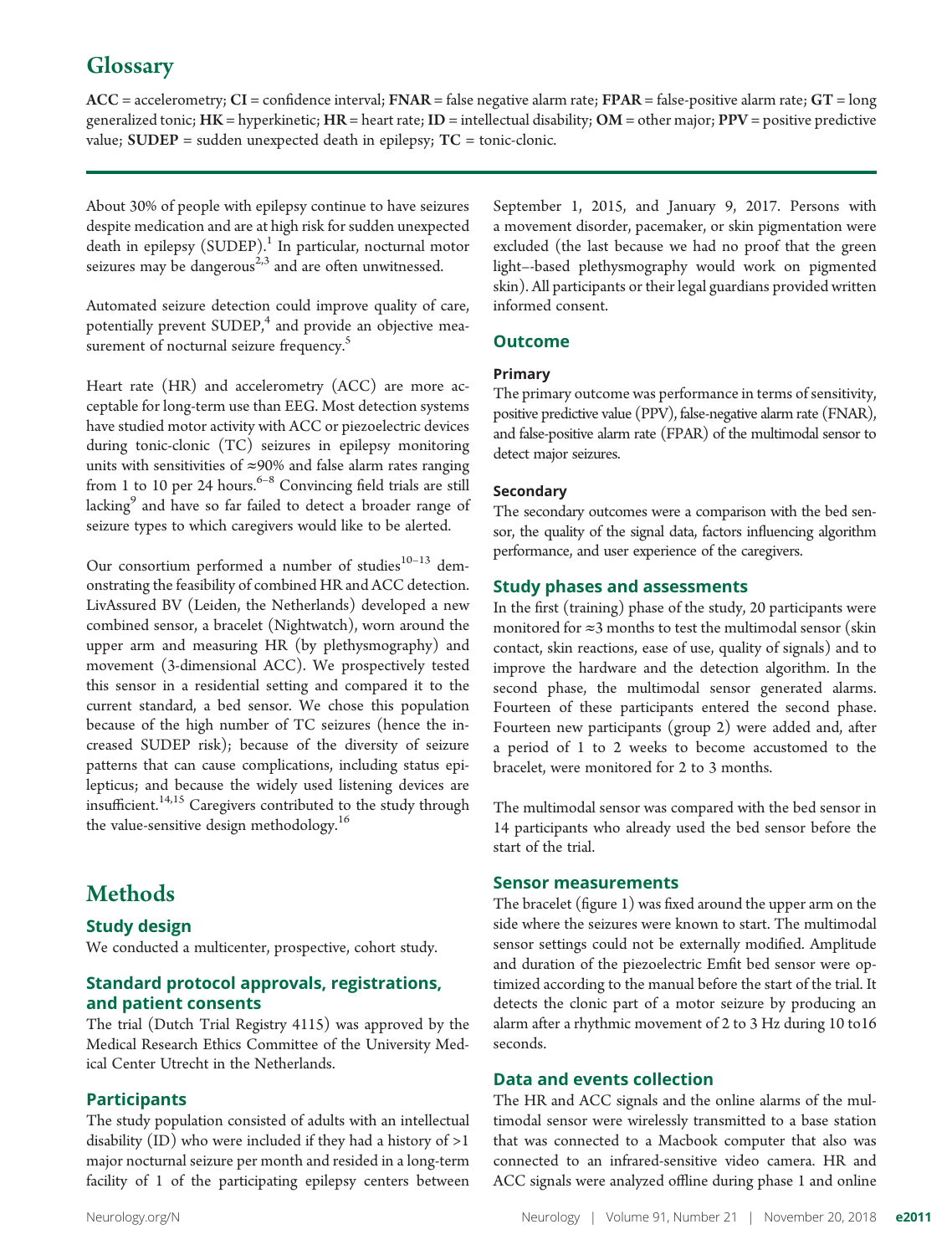## Glossary

**ACC** = accelerometry; **CI** = confidence interval; **FNAR** = false negative alarm rate; **FPAR** = false-positive alarm rate; **GT** = long generalized tonic; **HK** = hyperkinetic; **HR** = heart rate; **ID** = intellectual disability; **OM** = other major; **PPV** = positive predictive value; **SUDEP** = sudden unexpected death in epilepsy; **TC** = tonic-clonic.

About 30% of people with epilepsy continue to have seizures despite medication and are at high risk for sudden unexpected death in epilepsy (SUDEP).[1] In particular, nocturnal motor seizures may be dangerous[2,3] and are often unwitnessed.

Automated seizure detection could improve quality of care, potentially prevent SUDEP,[4] and provide an objective measurement of nocturnal seizure frequency.[5]

Heart rate (HR) and accelerometry (ACC) are more acceptable for long-term use than EEG. Most detection systems have studied motor activity with ACC or piezoelectric devices during tonic-clonic (TC) seizures in epilepsy monitoring units with sensitivities of ≈90% and false alarm rates ranging from 1 to 10 per 24 hours.[6–8] Convincing field trials are still lacking[9] and have so far failed to detect a broader range of seizure types to which caregivers would like to be alerted.

Our consortium performed a number of studies[10–13] demonstrating the feasibility of combined HR and ACC detection. LivAssured BV (Leiden, the Netherlands) developed a new combined sensor, a bracelet (Nightwatch), worn around the upper arm and measuring HR (by plethysmography) and movement (3-dimensional ACC). We prospectively tested this sensor in a residential setting and compared it to the current standard, a bed sensor. We chose this population because of the high number of TC seizures (hence the increased SUDEP risk); because of the diversity of seizure patterns that can cause complications, including status epilepticus; and because the widely used listening devices are insufficient.[14,15] Caregivers contributed to the study through the value-sensitive design methodology.[16]

# Methods

## Study design

We conducted a multicenter, prospective, cohort study.

## Standard protocol approvals, registrations, and patient consents

The trial (Dutch Trial Registry 4115) was approved by the Medical Research Ethics Committee of the University Medical Center Utrecht in the Netherlands.

## Participants

The study population consisted of adults with an intellectual disability (ID) who were included if they had a history of >1 major nocturnal seizure per month and resided in a long-term facility of 1 of the participating epilepsy centers between September 1, 2015, and January 9, 2017. Persons with a movement disorder, pacemaker, or skin pigmentation were excluded (the last because we had no proof that the green light–-based plethysmography would work on pigmented skin). All participants or their legal guardians provided written informed consent.

## Outcome

### Primary

The primary outcome was performance in terms of sensitivity, positive predictive value (PPV), false-negative alarm rate (FNAR), and false-positive alarm rate (FPAR) of the multimodal sensor to detect major seizures.

### Secondary

The secondary outcomes were a comparison with the bed sensor, the quality of the signal data, factors influencing algorithm performance, and user experience of the caregivers.

## Study phases and assessments

In the first (training) phase of the study, 20 participants were monitored for ≈3 months to test the multimodal sensor (skin contact, skin reactions, ease of use, quality of signals) and to improve the hardware and the detection algorithm. In the second phase, the multimodal sensor generated alarms. Fourteen of these participants entered the second phase. Fourteen new participants (group 2) were added and, after a period of 1 to 2 weeks to become accustomed to the bracelet, were monitored for 2 to 3 months.

The multimodal sensor was compared with the bed sensor in 14 participants who already used the bed sensor before the start of the trial.

## Sensor measurements

The bracelet (figure 1) was fixed around the upper arm on the side where the seizures were known to start. The multimodal sensor settings could not be externally modified. Amplitude and duration of the piezoelectric Emfit bed sensor were optimized according to the manual before the start of the trial. It detects the clonic part of a motor seizure by producing an alarm after a rhythmic movement of 2 to 3 Hz during 10 to16 seconds.

## Data and events collection

The HR and ACC signals and the online alarms of the multimodal sensor were wirelessly transmitted to a base station that was connected to a Macbook computer that also was connected to an infrared-sensitive video camera. HR and ACC signals were analyzed offline during phase 1 and online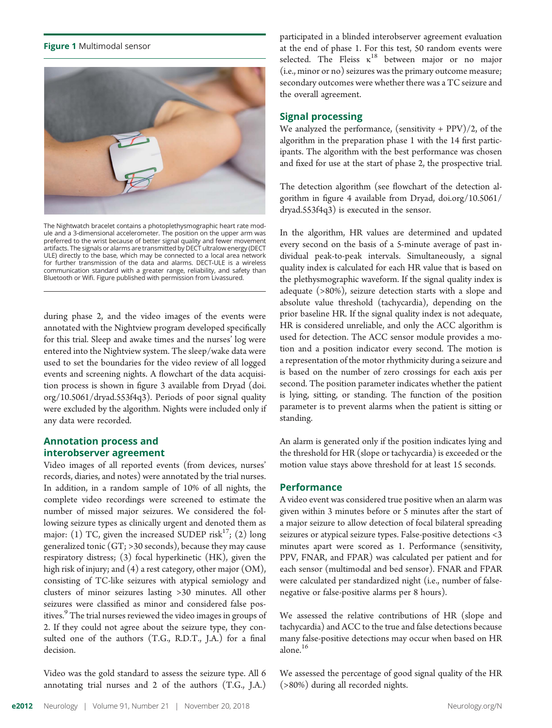**Figure 1** Multimodal sensor

The Nightwatch bracelet contains a photoplethysmographic heart rate module and a 3-dimensional accelerometer. The position on the upper arm was preferred to the wrist because of better signal quality and fewer movement artifacts. The signals or alarms are transmitted by DECT ultralow energy (DECT ULE) directly to the base, which may be connected to a local area network for further transmission of the data and alarms. DECT-ULE is a wireless communication standard with a greater range, reliability, and safety than Bluetooth or Wifi. Figure published with permission from Livassured.

during phase 2, and the video images of the events were annotated with the Nightview program developed specifically for this trial. Sleep and awake times and the nurses' log were entered into the Nightview system. The sleep/wake data were used to set the boundaries for the video review of all logged events and screening nights. A flowchart of the data acquisition process is shown in figure 3 available from Dryad (doi.org/10.5061/dryad.553f4q3). Periods of poor signal quality were excluded by the algorithm. Nights were included only if any data were recorded.

## Annotation process and interobserver agreement

Video images of all reported events (from devices, nurses' records, diaries, and notes) were annotated by the trial nurses. In addition, in a random sample of 10% of all nights, the complete video recordings were screened to estimate the number of missed major seizures. We considered the following seizure types as clinically urgent and denoted them as major: (1) TC, given the increased SUDEP risk[17]; (2) long generalized tonic (GT; >30 seconds), because they may cause respiratory distress; (3) focal hyperkinetic (HK), given the high risk of injury; and (4) a rest category, other major (OM), consisting of TC-like seizures with atypical semiology and clusters of minor seizures lasting >30 minutes. All other seizures were classified as minor and considered false positives.[9] The trial nurses reviewed the video images in groups of 2. If they could not agree about the seizure type, they consulted one of the authors (T.G., R.D.T., J.A.) for a final decision.

Video was the gold standard to assess the seizure type. All 6 annotating trial nurses and 2 of the authors (T.G., J.A.) participated in a blinded interobserver agreement evaluation at the end of phase 1. For this test, 50 random events were selected. The Fleiss κ[18] between major or no major (i.e., minor or no) seizures was the primary outcome measure; secondary outcomes were whether there was a TC seizure and the overall agreement.

## Signal processing

We analyzed the performance, (sensitivity + PPV)/2, of the algorithm in the preparation phase 1 with the 14 first participants. The algorithm with the best performance was chosen and fixed for use at the start of phase 2, the prospective trial.

The detection algorithm (see flowchart of the detection algorithm in figure 4 available from Dryad, doi.org/10.5061/dryad.553f4q3) is executed in the sensor.

In the algorithm, HR values are determined and updated every second on the basis of a 5-minute average of past individual peak-to-peak intervals. Simultaneously, a signal quality index is calculated for each HR value that is based on the plethysmographic waveform. If the signal quality index is adequate (>80%), seizure detection starts with a slope and absolute value threshold (tachycardia), depending on the prior baseline HR. If the signal quality index is not adequate, HR is considered unreliable, and only the ACC algorithm is used for detection. The ACC sensor module provides a motion and a position indicator every second. The motion is a representation of the motor rhythmicity during a seizure and is based on the number of zero crossings for each axis per second. The position parameter indicates whether the patient is lying, sitting, or standing. The function of the position parameter is to prevent alarms when the patient is sitting or standing.

An alarm is generated only if the position indicates lying and the threshold for HR (slope or tachycardia) is exceeded or the motion value stays above threshold for at least 15 seconds.

## Performance

A video event was considered true positive when an alarm was given within 3 minutes before or 5 minutes after the start of a major seizure to allow detection of focal bilateral spreading seizures or atypical seizure types. False-positive detections <3 minutes apart were scored as 1. Performance (sensitivity, PPV, FNAR, and FPAR) was calculated per patient and for each sensor (multimodal and bed sensor). FNAR and FPAR were calculated per standardized night (i.e., number of false-negative or false-positive alarms per 8 hours).

We assessed the relative contributions of HR (slope and tachycardia) and ACC to the true and false detections because many false-positive detections may occur when based on HR alone.[16]

We assessed the percentage of good signal quality of the HR (>80%) during all recorded nights.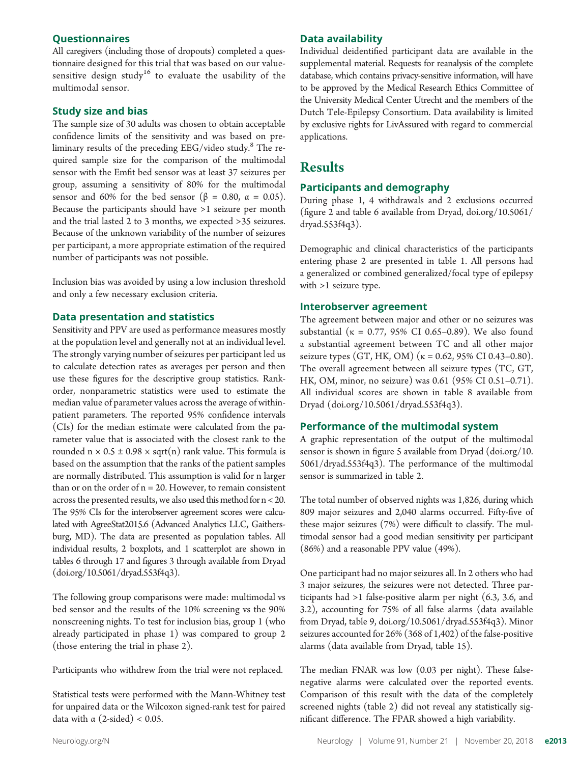### Questionnaires

All caregivers (including those of dropouts) completed a questionnaire designed for this trial that was based on our value-sensitive design study[16] to evaluate the usability of the multimodal sensor.

### Study size and bias

The sample size of 30 adults was chosen to obtain acceptable confidence limits of the sensitivity and was based on preliminary results of the preceding EEG/video study.[8] The required sample size for the comparison of the multimodal sensor with the Emfit bed sensor was at least 37 seizures per group, assuming a sensitivity of 80% for the multimodal sensor and 60% for the bed sensor ($\beta = 0.80$, $\alpha = 0.05$). Because the participants should have >1 seizure per month and the trial lasted 2 to 3 months, we expected >35 seizures. Because of the unknown variability of the number of seizures per participant, a more appropriate estimation of the required number of participants was not possible.

Inclusion bias was avoided by using a low inclusion threshold and only a few necessary exclusion criteria.

### Data presentation and statistics

Sensitivity and PPV are used as performance measures mostly at the population level and generally not at an individual level. The strongly varying number of seizures per participant led us to calculate detection rates as averages per person and then use these figures for the descriptive group statistics. Rank-order, nonparametric statistics were used to estimate the median value of parameter values across the average of within-patient parameters. The reported 95% confidence intervals (CIs) for the median estimate were calculated from the parameter value that is associated with the closest rank to the rounded $n \times 0.5 \pm 0.98 \times \text{sqrt}(n)$ rank value. This formula is based on the assumption that the ranks of the patient samples are normally distributed. This assumption is valid for n larger than or on the order of $n = 20$. However, to remain consistent across the presented results, we also used this method for $n < 20$. The 95% CIs for the interobserver agreement scores were calculated with AgreeStat2015.6 (Advanced Analytics LLC, Gaithersburg, MD). The data are presented as population tables. All individual results, 2 boxplots, and 1 scatterplot are shown in tables 6 through 17 and figures 3 through available from Dryad (doi.org/10.5061/dryad.553f4q3).

The following group comparisons were made: multimodal vs bed sensor and the results of the 10% screening vs the 90% nonscreening nights. To test for inclusion bias, group 1 (who already participated in phase 1) was compared to group 2 (those entering the trial in phase 2).

Participants who withdrew from the trial were not replaced.

Statistical tests were performed with the Mann-Whitney test for unpaired data or the Wilcoxon signed-rank test for paired data with $\alpha$ (2-sided) < 0.05.

### Data availability

Individual deidentified participant data are available in the supplemental material. Requests for reanalysis of the complete database, which contains privacy-sensitive information, will have to be approved by the Medical Research Ethics Committee of the University Medical Center Utrecht and the members of the Dutch Tele-Epilepsy Consortium. Data availability is limited by exclusive rights for LivAssured with regard to commercial applications.

## Results

### Participants and demography

During phase 1, 4 withdrawals and 2 exclusions occurred (figure 2 and table 6 available from Dryad, doi.org/10.5061/dryad.553f4q3).

Demographic and clinical characteristics of the participants entering phase 2 are presented in table 1. All persons had a generalized or combined generalized/focal type of epilepsy with >1 seizure type.

### Interobserver agreement

The agreement between major and other or no seizures was substantial ($\kappa = 0.77$, 95% CI 0.65–0.89). We also found a substantial agreement between TC and all other major seizure types (GT, HK, OM) ($\kappa = 0.62$, 95% CI 0.43–0.80). The overall agreement between all seizure types (TC, GT, HK, OM, minor, no seizure) was 0.61 (95% CI 0.51–0.71). All individual scores are shown in table 8 available from Dryad (doi.org/10.5061/dryad.553f4q3).

### Performance of the multimodal system

A graphic representation of the output of the multimodal sensor is shown in figure 5 available from Dryad (doi.org/10.5061/dryad.553f4q3). The performance of the multimodal sensor is summarized in table 2.

The total number of observed nights was 1,826, during which 809 major seizures and 2,040 alarms occurred. Fifty-five of these major seizures (7%) were difficult to classify. The multimodal sensor had a good median sensitivity per participant (86%) and a reasonable PPV value (49%).

One participant had no major seizures all. In 2 others who had 3 major seizures, the seizures were not detected. Three participants had >1 false-positive alarm per night (6.3, 3.6, and 3.2), accounting for 75% of all false alarms (data available from Dryad, table 9, doi.org/10.5061/dryad.553f4q3). Minor seizures accounted for 26% (368 of 1,402) of the false-positive alarms (data available from Dryad, table 15).

The median FNAR was low (0.03 per night). These false-negative alarms were calculated over the reported events. Comparison of this result with the data of the completely screened nights (table 2) did not reveal any statistically significant difference. The FPAR showed a high variability.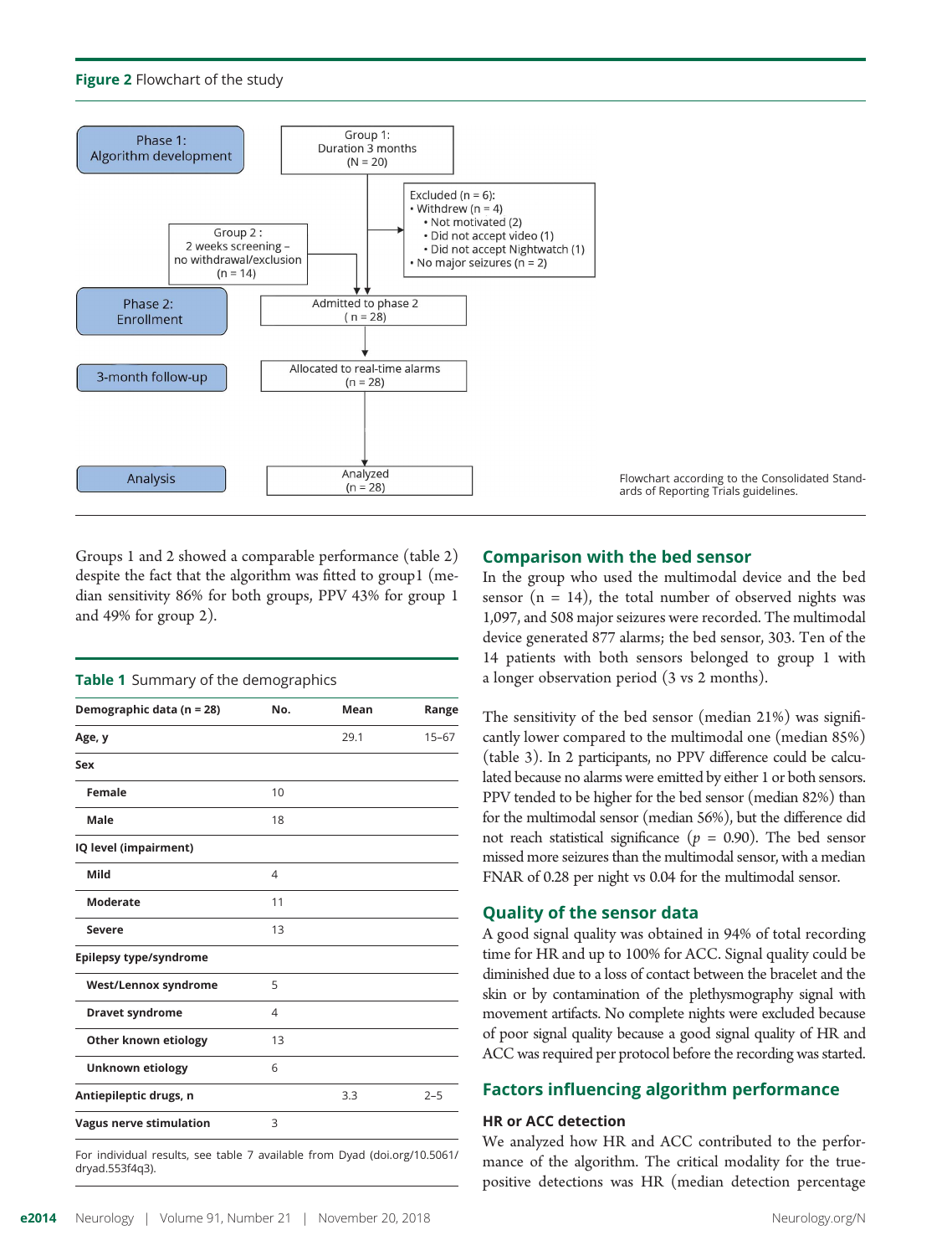**Figure 2** Flowchart of the study

Phase 1: Algorithm development

Group 1: Duration 3 months (N = 20)

Excluded (n = 6):
- Withdrew (n = 4)
  - Not motivated (2)
  - Did not accept video (1)
  - Did not accept Nightwatch (1)
- No major seizures (n = 2)

Group 2 : 2 weeks screening – no withdrawal/exclusion (n = 14)

Phase 2: Enrollment

Admitted to phase 2 ( n = 28)

3-month follow-up

Allocated to real-time alarms (n = 28)

Analysis

Analyzed (n = 28)

Flowchart according to the Consolidated Standards of Reporting Trials guidelines.

Groups 1 and 2 showed a comparable performance (table 2) despite the fact that the algorithm was fitted to group1 (median sensitivity 86% for both groups, PPV 43% for group 1 and 49% for group 2).

**Table 1** Summary of the demographics

| Demographic data (n = 28) | No. | Mean | Range |
|---|---|---|---|
| **Age, y** | | 29.1 | 15–67 |
| **Sex** | | | |
| **Female** | 10 | | |
| **Male** | 18 | | |
| **IQ level (impairment)** | | | |
| **Mild** | 4 | | |
| **Moderate** | 11 | | |
| **Severe** | 13 | | |
| **Epilepsy type/syndrome** | | | |
| **West/Lennox syndrome** | 5 | | |
| **Dravet syndrome** | 4 | | |
| **Other known etiology** | 13 | | |
| **Unknown etiology** | 6 | | |
| **Antiepileptic drugs, n** | | 3.3 | 2–5 |
| **Vagus nerve stimulation** | 3 | | |

For individual results, see table 7 available from Dyad (doi.org/10.5061/dryad.553f4q3).

## Comparison with the bed sensor

In the group who used the multimodal device and the bed sensor (n = 14), the total number of observed nights was 1,097, and 508 major seizures were recorded. The multimodal device generated 877 alarms; the bed sensor, 303. Ten of the 14 patients with both sensors belonged to group 1 with a longer observation period (3 vs 2 months).

The sensitivity of the bed sensor (median 21%) was significantly lower compared to the multimodal one (median 85%) (table 3). In 2 participants, no PPV difference could be calculated because no alarms were emitted by either 1 or both sensors. PPV tended to be higher for the bed sensor (median 82%) than for the multimodal sensor (median 56%), but the difference did not reach statistical significance ($p$ = 0.90). The bed sensor missed more seizures than the multimodal sensor, with a median FNAR of 0.28 per night vs 0.04 for the multimodal sensor.

## Quality of the sensor data

A good signal quality was obtained in 94% of total recording time for HR and up to 100% for ACC. Signal quality could be diminished due to a loss of contact between the bracelet and the skin or by contamination of the plethysmography signal with movement artifacts. No complete nights were excluded because of poor signal quality because a good signal quality of HR and ACC was required per protocol before the recording was started.

## Factors influencing algorithm performance

### HR or ACC detection

We analyzed how HR and ACC contributed to the performance of the algorithm. The critical modality for the true-positive detections was HR (median detection percentage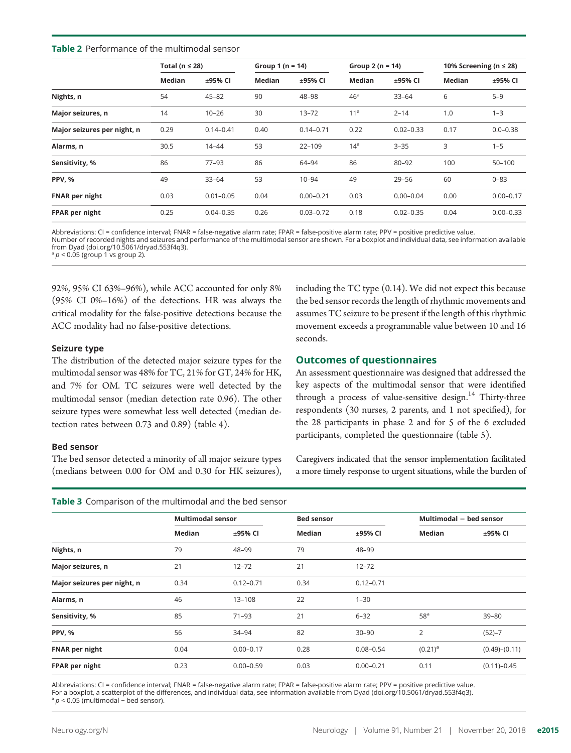**Table 2** Performance of the multimodal sensor

| | Total (n ≤ 28) | | Group 1 (n = 14) | | Group 2 (n = 14) | | 10% Screening (n ≤ 28) | |
|---|---|---|---|---|---|---|---|---|
| | Median | ±95% CI | Median | ±95% CI | Median | ±95% CI | Median | ±95% CI |
| Nights, n | 54 | 45–82 | 90 | 48–98 | 46[a] | 33–64 | 6 | 5–9 |
| Major seizures, n | 14 | 10–26 | 30 | 13–72 | 11[a] | 2–14 | 1.0 | 1–3 |
| Major seizures per night, n | 0.29 | 0.14–0.41 | 0.40 | 0.14–0.71 | 0.22 | 0.02–0.33 | 0.17 | 0.0–0.38 |
| Alarms, n | 30.5 | 14–44 | 53 | 22–109 | 14[a] | 3–35 | 3 | 1–5 |
| Sensitivity, % | 86 | 77–93 | 86 | 64–94 | 86 | 80–92 | 100 | 50–100 |
| PPV, % | 49 | 33–64 | 53 | 10–94 | 49 | 29–56 | 60 | 0–83 |
| FNAR per night | 0.03 | 0.01–0.05 | 0.04 | 0.00–0.21 | 0.03 | 0.00–0.04 | 0.00 | 0.00–0.17 |
| FPAR per night | 0.25 | 0.04–0.35 | 0.26 | 0.03–0.72 | 0.18 | 0.02–0.35 | 0.04 | 0.00–0.33 |

Abbreviations: CI = confidence interval; FNAR = false-negative alarm rate; FPAR = false-positive alarm rate; PPV = positive predictive value.
Number of recorded nights and seizures and performance of the multimodal sensor are shown. For a boxplot and individual data, see information available from Dyad (doi.org/10.5061/dryad.553f4q3).
[a] $p < 0.05$ (group 1 vs group 2).

92%, 95% CI 63%–96%), while ACC accounted for only 8% (95% CI 0%–16%) of the detections. HR was always the critical modality for the false-positive detections because the ACC modality had no false-positive detections.

### Seizure type

The distribution of the detected major seizure types for the multimodal sensor was 48% for TC, 21% for GT, 24% for HK, and 7% for OM. TC seizures were well detected by the multimodal sensor (median detection rate 0.96). The other seizure types were somewhat less well detected (median detection rates between 0.73 and 0.89) (table 4).

### Bed sensor

The bed sensor detected a minority of all major seizure types (medians between 0.00 for OM and 0.30 for HK seizures), including the TC type (0.14). We did not expect this because the bed sensor records the length of rhythmic movements and assumes TC seizure to be present if the length of this rhythmic movement exceeds a programmable value between 10 and 16 seconds.

## Outcomes of questionnaires

An assessment questionnaire was designed that addressed the key aspects of the multimodal sensor that were identified through a process of value-sensitive design.[14] Thirty-three respondents (30 nurses, 2 parents, and 1 not specified), for the 28 participants in phase 2 and for 5 of the 6 excluded participants, completed the questionnaire (table 5).

Caregivers indicated that the sensor implementation facilitated a more timely response to urgent situations, while the burden of

**Table 3** Comparison of the multimodal and the bed sensor

| | Multimodal sensor | | Bed sensor | | Multimodal − bed sensor | |
|---|---|---|---|---|---|---|
| | Median | ±95% CI | Median | ±95% CI | Median | ±95% CI |
| Nights, n | 79 | 48–99 | 79 | 48–99 | | |
| Major seizures, n | 21 | 12–72 | 21 | 12–72 | | |
| Major seizures per night, n | 0.34 | 0.12–0.71 | 0.34 | 0.12–0.71 | | |
| Alarms, n | 46 | 13–108 | 22 | 1–30 | | |
| Sensitivity, % | 85 | 71–93 | 21 | 6–32 | 58[a] | 39–80 |
| PPV, % | 56 | 34–94 | 82 | 30–90 | 2 | (52)–7 |
| FNAR per night | 0.04 | 0.00–0.17 | 0.28 | 0.08–0.54 | (0.21)[a] | (0.49)–(0.11) |
| FPAR per night | 0.23 | 0.00–0.59 | 0.03 | 0.00–0.21 | 0.11 | (0.11)–0.45 |

Abbreviations: CI = confidence interval; FNAR = false-negative alarm rate; FPAR = false-positive alarm rate; PPV = positive predictive value.
For a boxplot, a scatterplot of the differences, and individual data, see information available from Dyad (doi.org/10.5061/dryad.553f4q3).
[a] $p < 0.05$ (multimodal − bed sensor).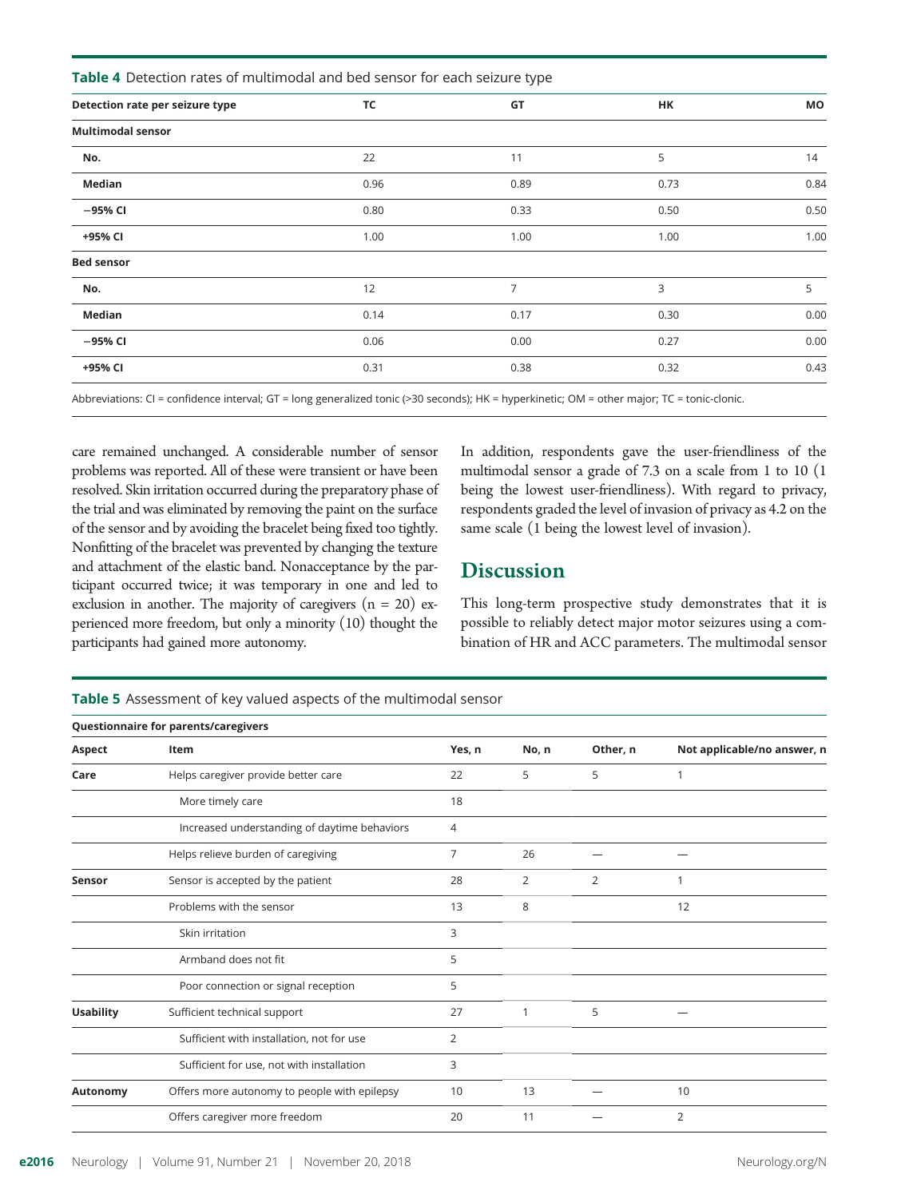**Table 4** Detection rates of multimodal and bed sensor for each seizure type

| Detection rate per seizure type | TC | GT | HK | MO |
|---|---|---|---|---|
| **Multimodal sensor** | | | | |
| **No.** | 22 | 11 | 5 | 14 |
| **Median** | 0.96 | 0.89 | 0.73 | 0.84 |
| **−95% CI** | 0.80 | 0.33 | 0.50 | 0.50 |
| **+95% CI** | 1.00 | 1.00 | 1.00 | 1.00 |
| **Bed sensor** | | | | |
| **No.** | 12 | 7 | 3 | 5 |
| **Median** | 0.14 | 0.17 | 0.30 | 0.00 |
| **−95% CI** | 0.06 | 0.00 | 0.27 | 0.00 |
| **+95% CI** | 0.31 | 0.38 | 0.32 | 0.43 |

Abbreviations: CI = confidence interval; GT = long generalized tonic (>30 seconds); HK = hyperkinetic; OM = other major; TC = tonic-clonic.

care remained unchanged. A considerable number of sensor problems was reported. All of these were transient or have been resolved. Skin irritation occurred during the preparatory phase of the trial and was eliminated by removing the paint on the surface of the sensor and by avoiding the bracelet being fixed too tightly. Nonfitting of the bracelet was prevented by changing the texture and attachment of the elastic band. Nonacceptance by the participant occurred twice; it was temporary in one and led to exclusion in another. The majority of caregivers (n = 20) experienced more freedom, but only a minority (10) thought the participants had gained more autonomy.

In addition, respondents gave the user-friendliness of the multimodal sensor a grade of 7.3 on a scale from 1 to 10 (1 being the lowest user-friendliness). With regard to privacy, respondents graded the level of invasion of privacy as 4.2 on the same scale (1 being the lowest level of invasion).

## Discussion

This long-term prospective study demonstrates that it is possible to reliably detect major motor seizures using a combination of HR and ACC parameters. The multimodal sensor

**Table 5** Assessment of key valued aspects of the multimodal sensor

| Questionnaire for parents/caregivers | | | | | |
|---|---|---|---|---|---|
| **Aspect** | **Item** | **Yes, n** | **No, n** | **Other, n** | **Not applicable/no answer, n** |
| **Care** | Helps caregiver provide better care | 22 | 5 | 5 | 1 |
| | More timely care | 18 | | | |
| | Increased understanding of daytime behaviors | 4 | | | |
| | Helps relieve burden of caregiving | 7 | 26 | — | — |
| **Sensor** | Sensor is accepted by the patient | 28 | 2 | 2 | 1 |
| | Problems with the sensor | 13 | 8 | | 12 |
| | Skin irritation | 3 | | | |
| | Armband does not fit | 5 | | | |
| | Poor connection or signal reception | 5 | | | |
| **Usability** | Sufficient technical support | 27 | 1 | 5 | — |
| | Sufficient with installation, not for use | 2 | | | |
| | Sufficient for use, not with installation | 3 | | | |
| **Autonomy** | Offers more autonomy to people with epilepsy | 10 | 13 | — | 10 |
| | Offers caregiver more freedom | 20 | 11 | — | 2 |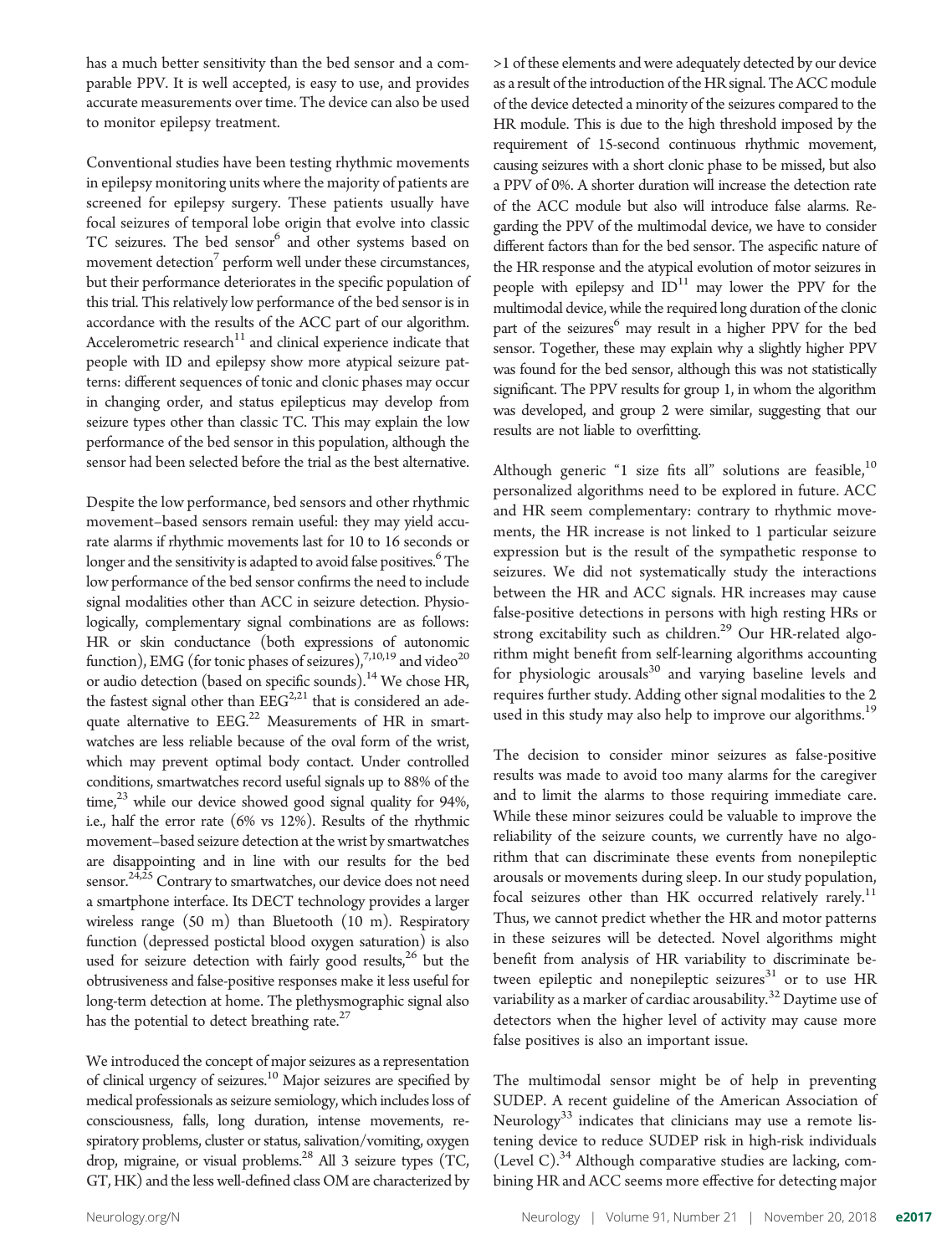has a much better sensitivity than the bed sensor and a comparable PPV. It is well accepted, is easy to use, and provides accurate measurements over time. The device can also be used to monitor epilepsy treatment.

Conventional studies have been testing rhythmic movements in epilepsy monitoring units where the majority of patients are screened for epilepsy surgery. These patients usually have focal seizures of temporal lobe origin that evolve into classic TC seizures. The bed sensor[6] and other systems based on movement detection[7] perform well under these circumstances, but their performance deteriorates in the specific population of this trial. This relatively low performance of the bed sensor is in accordance with the results of the ACC part of our algorithm. Accelerometric research[11] and clinical experience indicate that people with ID and epilepsy show more atypical seizure patterns: different sequences of tonic and clonic phases may occur in changing order, and status epilepticus may develop from seizure types other than classic TC. This may explain the low performance of the bed sensor in this population, although the sensor had been selected before the trial as the best alternative.

Despite the low performance, bed sensors and other rhythmic movement–based sensors remain useful: they may yield accurate alarms if rhythmic movements last for 10 to 16 seconds or longer and the sensitivity is adapted to avoid false positives.[6] The low performance of the bed sensor confirms the need to include signal modalities other than ACC in seizure detection. Physiologically, complementary signal combinations are as follows: HR or skin conductance (both expressions of autonomic function), EMG (for tonic phases of seizures),[7,10,19] and video[20] or audio detection (based on specific sounds).[14] We chose HR, the fastest signal other than EEG[2,21] that is considered an adequate alternative to EEG.[22] Measurements of HR in smartwatches are less reliable because of the oval form of the wrist, which may prevent optimal body contact. Under controlled conditions, smartwatches record useful signals up to 88% of the time,[23] while our device showed good signal quality for 94%, i.e., half the error rate (6% vs 12%). Results of the rhythmic movement–based seizure detection at the wrist by smartwatches are disappointing and in line with our results for the bed sensor.[24,25] Contrary to smartwatches, our device does not need a smartphone interface. Its DECT technology provides a larger wireless range (50 m) than Bluetooth (10 m). Respiratory function (depressed postictal blood oxygen saturation) is also used for seizure detection with fairly good results,[26] but the obtrusiveness and false-positive responses make it less useful for long-term detection at home. The plethysmographic signal also has the potential to detect breathing rate.[27]

We introduced the concept of major seizures as a representation of clinical urgency of seizures.[10] Major seizures are specified by medical professionals as seizure semiology, which includes loss of consciousness, falls, long duration, intense movements, respiratory problems, cluster or status, salivation/vomiting, oxygen drop, migraine, or visual problems.[28] All 3 seizure types (TC, GT, HK) and the less well-defined class OM are characterized by >1 of these elements and were adequately detected by our device as a result of the introduction of the HR signal. The ACC module of the device detected a minority of the seizures compared to the HR module. This is due to the high threshold imposed by the requirement of 15-second continuous rhythmic movement, causing seizures with a short clonic phase to be missed, but also a PPV of 0%. A shorter duration will increase the detection rate of the ACC module but also will introduce false alarms. Regarding the PPV of the multimodal device, we have to consider different factors than for the bed sensor. The aspecific nature of the HR response and the atypical evolution of motor seizures in people with epilepsy and ID[11] may lower the PPV for the multimodal device, while the required long duration of the clonic part of the seizures[6] may result in a higher PPV for the bed sensor. Together, these may explain why a slightly higher PPV was found for the bed sensor, although this was not statistically significant. The PPV results for group 1, in whom the algorithm was developed, and group 2 were similar, suggesting that our results are not liable to overfitting.

Although generic "1 size fits all" solutions are feasible,[10] personalized algorithms need to be explored in future. ACC and HR seem complementary: contrary to rhythmic movements, the HR increase is not linked to 1 particular seizure expression but is the result of the sympathetic response to seizures. We did not systematically study the interactions between the HR and ACC signals. HR increases may cause false-positive detections in persons with high resting HRs or strong excitability such as children.[29] Our HR-related algorithm might benefit from self-learning algorithms accounting for physiologic arousals[30] and varying baseline levels and requires further study. Adding other signal modalities to the 2 used in this study may also help to improve our algorithms.[19]

The decision to consider minor seizures as false-positive results was made to avoid too many alarms for the caregiver and to limit the alarms to those requiring immediate care. While these minor seizures could be valuable to improve the reliability of the seizure counts, we currently have no algorithm that can discriminate these events from nonepileptic arousals or movements during sleep. In our study population, focal seizures other than HK occurred relatively rarely.[11] Thus, we cannot predict whether the HR and motor patterns in these seizures will be detected. Novel algorithms might benefit from analysis of HR variability to discriminate between epileptic and nonepileptic seizures[31] or to use HR variability as a marker of cardiac arousability.[32] Daytime use of detectors when the higher level of activity may cause more false positives is also an important issue.

The multimodal sensor might be of help in preventing SUDEP. A recent guideline of the American Association of Neurology[33] indicates that clinicians may use a remote listening device to reduce SUDEP risk in high-risk individuals (Level C).[34] Although comparative studies are lacking, combining HR and ACC seems more effective for detecting major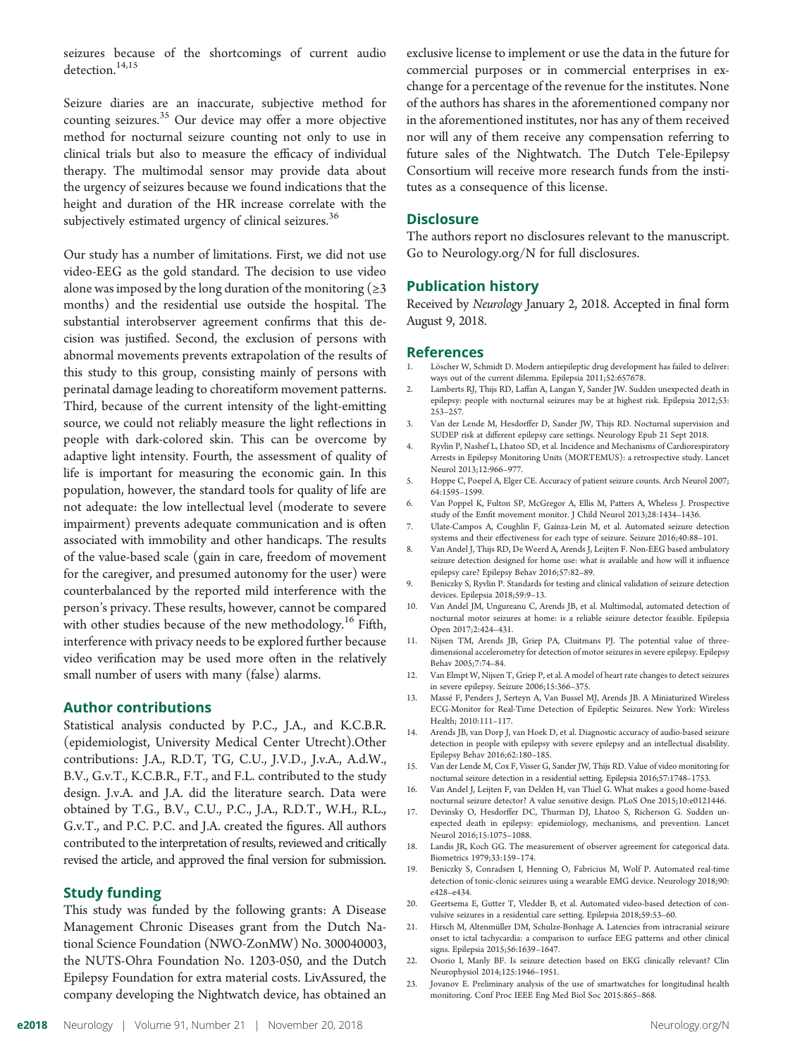seizures because of the shortcomings of current audio detection.[14,15]

Seizure diaries are an inaccurate, subjective method for counting seizures.[35] Our device may offer a more objective method for nocturnal seizure counting not only to use in clinical trials but also to measure the efficacy of individual therapy. The multimodal sensor may provide data about the urgency of seizures because we found indications that the height and duration of the HR increase correlate with the subjectively estimated urgency of clinical seizures.[36]

Our study has a number of limitations. First, we did not use video-EEG as the gold standard. The decision to use video alone was imposed by the long duration of the monitoring (≥3 months) and the residential use outside the hospital. The substantial interobserver agreement confirms that this decision was justified. Second, the exclusion of persons with abnormal movements prevents extrapolation of the results of this study to this group, consisting mainly of persons with perinatal damage leading to choreatiform movement patterns. Third, because of the current intensity of the light-emitting source, we could not reliably measure the light reflections in people with dark-colored skin. This can be overcome by adaptive light intensity. Fourth, the assessment of quality of life is important for measuring the economic gain. In this population, however, the standard tools for quality of life are not adequate: the low intellectual level (moderate to severe impairment) prevents adequate communication and is often associated with immobility and other handicaps. The results of the value-based scale (gain in care, freedom of movement for the caregiver, and presumed autonomy for the user) were counterbalanced by the reported mild interference with the person's privacy. These results, however, cannot be compared with other studies because of the new methodology.[16] Fifth, interference with privacy needs to be explored further because video verification may be used more often in the relatively small number of users with many (false) alarms.

## Author contributions

Statistical analysis conducted by P.C., J.A., and K.C.B.R. (epidemiologist, University Medical Center Utrecht).Other contributions: J.A., R.D.T, TG, C.U., J.V.D., J.v.A., A.d.W., B.V., G.v.T., K.C.B.R., F.T., and F.L. contributed to the study design. J.v.A. and J.A. did the literature search. Data were obtained by T.G., B.V., C.U., P.C., J.A., R.D.T., W.H., R.L., G.v.T., and P.C. P.C. and J.A. created the figures. All authors contributed to the interpretation of results, reviewed and critically revised the article, and approved the final version for submission.

## Study funding

This study was funded by the following grants: A Disease Management Chronic Diseases grant from the Dutch National Science Foundation (NWO-ZonMW) No. 300040003, the NUTS-Ohra Foundation No. 1203-050, and the Dutch Epilepsy Foundation for extra material costs. LivAssured, the company developing the Nightwatch device, has obtained an exclusive license to implement or use the data in the future for commercial purposes or in commercial enterprises in exchange for a percentage of the revenue for the institutes. None of the authors has shares in the aforementioned company nor in the aforementioned institutes, nor has any of them received nor will any of them receive any compensation referring to future sales of the Nightwatch. The Dutch Tele-Epilepsy Consortium will receive more research funds from the institutes as a consequence of this license.

## Disclosure

The authors report no disclosures relevant to the manuscript. Go to Neurology.org/N for full disclosures.

## Publication history

Received by *Neurology* January 2, 2018. Accepted in final form August 9, 2018.

## References

1. Löscher W, Schmidt D. Modern antiepileptic drug development has failed to deliver: ways out of the current dilemma. Epilepsia 2011;52:657678.
2. Lamberts RJ, Thijs RD, Laffan A, Langan Y, Sander JW. Sudden unexpected death in epilepsy: people with nocturnal seizures may be at highest risk. Epilepsia 2012;53: 253–257.
3. Van der Lende M, Hesdorffer D, Sander JW, Thijs RD. Nocturnal supervision and SUDEP risk at different epilepsy care settings. Neurology Epub 21 Sept 2018.
4. Ryvlin P, Nashef L, Lhatoo SD, et al. Incidence and Mechanisms of Cardiorespiratory Arrests in Epilepsy Monitoring Units (MORTEMUS): a retrospective study. Lancet Neurol 2013;12:966–977.
5. Hoppe C, Poepel A, Elger CE. Accuracy of patient seizure counts. Arch Neurol 2007; 64:1595–1599.
6. Van Poppel K, Fulton SP, McGregor A, Ellis M, Patters A, Wheless J. Prospective study of the Emfit movement monitor. J Child Neurol 2013;28:1434–1436.
7. Ulate-Campos A, Coughlin F, Gaínza-Lein M, et al. Automated seizure detection systems and their effectiveness for each type of seizure. Seizure 2016;40:88–101.
8. Van Andel J, Thijs RD, De Weerd A, Arends J, Leijten F. Non-EEG based ambulatory seizure detection designed for home use: what is available and how will it influence epilepsy care? Epilepsy Behav 2016;57:82–89.
9. Beniczky S, Ryvlin P. Standards for testing and clinical validation of seizure detection devices. Epilepsia 2018;59:9–13.
10. Van Andel JM, Ungureanu C, Arends JB, et al. Multimodal, automated detection of nocturnal motor seizures at home: is a reliable seizure detector feasible. Epilepsia Open 2017;2:424–431.
11. Nijsen TM, Arends JB, Griep PA, Cluitmans PJ. The potential value of three-dimensional accelerometry for detection of motor seizures in severe epilepsy. Epilepsy Behav 2005;7:74–84.
12. Van Elmpt W, Nijsen T, Griep P, et al. A model of heart rate changes to detect seizures in severe epilepsy. Seizure 2006;15:366–375.
13. Massé F, Penders J, Serteyn A, Van Bussel MJ, Arends JB. A Miniaturized Wireless ECG-Monitor for Real-Time Detection of Epileptic Seizures. New York: Wireless Health; 2010:111–117.
14. Arends JB, van Dorp J, van Hoek D, et al. Diagnostic accuracy of audio-based seizure detection in people with epilepsy with severe epilepsy and an intellectual disability. Epilepsy Behav 2016;62:180–185.
15. Van der Lende M, Cox F, Visser G, Sander JW, Thijs RD. Value of video monitoring for nocturnal seizure detection in a residential setting. Epilepsia 2016;57:1748–1753.
16. Van Andel J, Leijten F, van Delden H, van Thiel G. What makes a good home-based nocturnal seizure detector? A value sensitive design. PLoS One 2015;10:e0121446.
17. Devinsky O, Hesdorffer DC, Thurman DJ, Lhatoo S, Richerson G. Sudden unexpected death in epilepsy: epidemiology, mechanisms, and prevention. Lancet Neurol 2016;15:1075–1088.
18. Landis JR, Koch GG. The measurement of observer agreement for categorical data. Biometrics 1979;33:159–174.
19. Beniczky S, Conradsen I, Henning O, Fabricius M, Wolf P. Automated real-time detection of tonic-clonic seizures using a wearable EMG device. Neurology 2018;90: e428–e434.
20. Geertsema E, Gutter T, Vledder B, et al. Automated video-based detection of convulsive seizures in a residential care setting. Epilepsia 2018;59:53–60.
21. Hirsch M, Altenmüller DM, Schulze-Bonhage A. Latencies from intracranial seizure onset to ictal tachycardia: a comparison to surface EEG patterns and other clinical signs. Epilepsia 2015;56:1639–1647.
22. Osorio I, Manly BF. Is seizure detection based on EKG clinically relevant? Clin Neurophysiol 2014;125:1946–1951.
23. Jovanov E. Preliminary analysis of the use of smartwatches for longitudinal health monitoring. Conf Proc IEEE Eng Med Biol Soc 2015:865–868.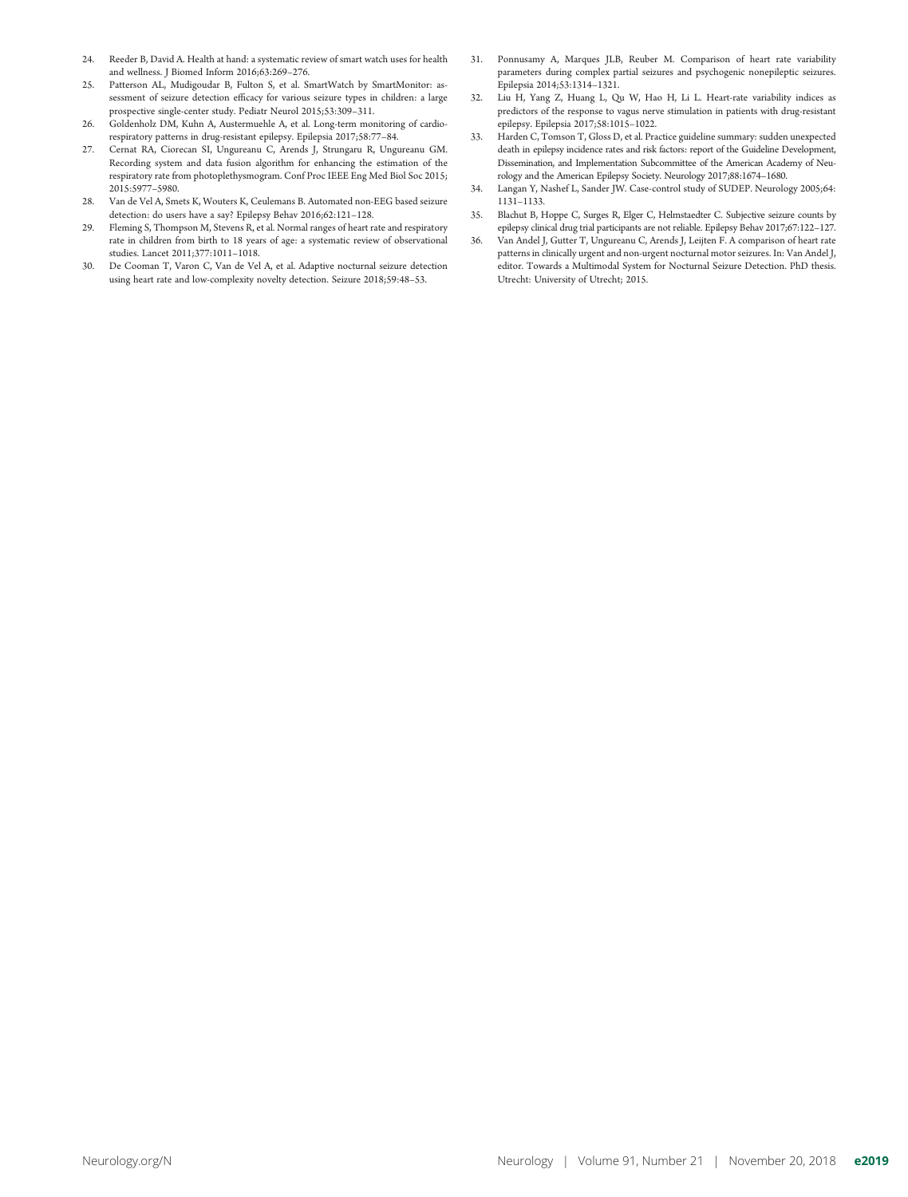24. Reeder B, David A. Health at hand: a systematic review of smart watch uses for health and wellness. J Biomed Inform 2016;63:269–276.
25. Patterson AL, Mudigoudar B, Fulton S, et al. SmartWatch by SmartMonitor: assessment of seizure detection efficacy for various seizure types in children: a large prospective single-center study. Pediatr Neurol 2015;53:309–311.
26. Goldenholz DM, Kuhn A, Austermuehle A, et al. Long-term monitoring of cardiorespiratory patterns in drug-resistant epilepsy. Epilepsia 2017;58:77–84.
27. Cernat RA, Ciorecan SI, Ungureanu C, Arends J, Strungaru R, Ungureanu GM. Recording system and data fusion algorithm for enhancing the estimation of the respiratory rate from photoplethysmogram. Conf Proc IEEE Eng Med Biol Soc 2015; 2015:5977–5980.
28. Van de Vel A, Smets K, Wouters K, Ceulemans B. Automated non-EEG based seizure detection: do users have a say? Epilepsy Behav 2016;62:121–128.
29. Fleming S, Thompson M, Stevens R, et al. Normal ranges of heart rate and respiratory rate in children from birth to 18 years of age: a systematic review of observational studies. Lancet 2011;377:1011–1018.
30. De Cooman T, Varon C, Van de Vel A, et al. Adaptive nocturnal seizure detection using heart rate and low-complexity novelty detection. Seizure 2018;59:48–53.
31. Ponnusamy A, Marques JLB, Reuber M. Comparison of heart rate variability parameters during complex partial seizures and psychogenic nonepileptic seizures. Epilepsia 2014;53:1314–1321.
32. Liu H, Yang Z, Huang L, Qu W, Hao H, Li L. Heart-rate variability indices as predictors of the response to vagus nerve stimulation in patients with drug-resistant epilepsy. Epilepsia 2017;58:1015–1022.
33. Harden C, Tomson T, Gloss D, et al. Practice guideline summary: sudden unexpected death in epilepsy incidence rates and risk factors: report of the Guideline Development, Dissemination, and Implementation Subcommittee of the American Academy of Neurology and the American Epilepsy Society. Neurology 2017;88:1674–1680.
34. Langan Y, Nashef L, Sander JW. Case-control study of SUDEP. Neurology 2005;64: 1131–1133.
35. Blachut B, Hoppe C, Surges R, Elger C, Helmstaedter C. Subjective seizure counts by epilepsy clinical drug trial participants are not reliable. Epilepsy Behav 2017;67:122–127.
36. Van Andel J, Gutter T, Ungureanu C, Arends J, Leijten F. A comparison of heart rate patterns in clinically urgent and non-urgent nocturnal motor seizures. In: Van Andel J, editor. Towards a Multimodal System for Nocturnal Seizure Detection. PhD thesis. Utrecht: University of Utrecht; 2015.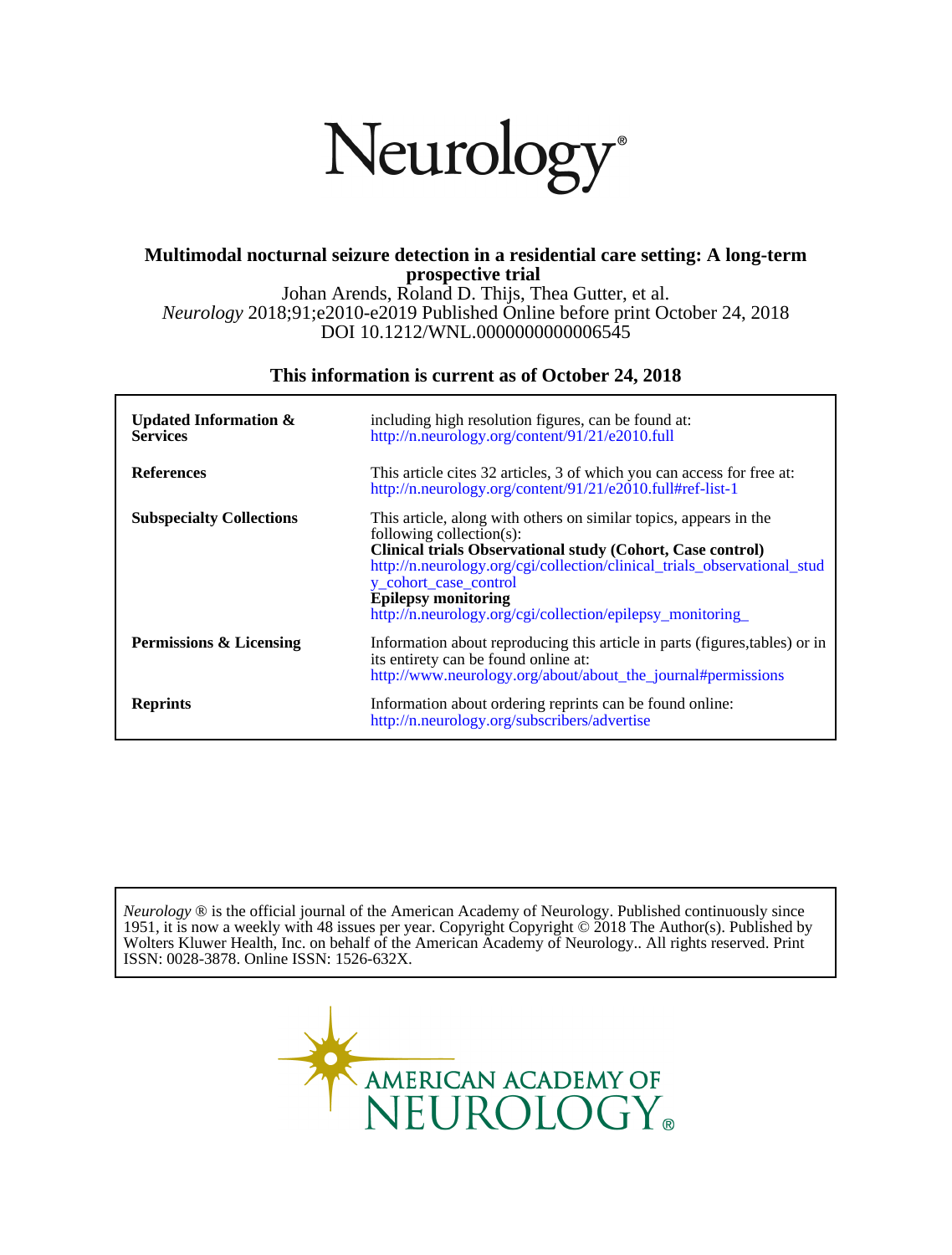# Neurology®

**Multimodal nocturnal seizure detection in a residential care setting: A long-term prospective trial**

Johan Arends, Roland D. Thijs, Thea Gutter, et al.

*Neurology* 2018;91;e2010-e2019 Published Online before print October 24, 2018

DOI 10.1212/WNL.0000000000006545

**This information is current as of October 24, 2018**

| | |
|---|---|
| **Updated Information & Services** | including high resolution figures, can be found at: http://n.neurology.org/content/91/21/e2010.full |
| **References** | This article cites 32 articles, 3 of which you can access for free at: http://n.neurology.org/content/91/21/e2010.full#ref-list-1 |
| **Subspecialty Collections** | This article, along with others on similar topics, appears in the following collection(s): **Clinical trials Observational study (Cohort, Case control)** http://n.neurology.org/cgi/collection/clinical_trials_observational_study_cohort_case_control **Epilepsy monitoring** http://n.neurology.org/cgi/collection/epilepsy_monitoring_ |
| **Permissions & Licensing** | Information about reproducing this article in parts (figures,tables) or in its entirety can be found online at: http://www.neurology.org/about/about_the_journal#permissions |
| **Reprints** | Information about ordering reprints can be found online: http://n.neurology.org/subscribers/advertise |

*Neurology* ® is the official journal of the American Academy of Neurology. Published continuously since 1951, it is now a weekly with 48 issues per year. Copyright Copyright © 2018 The Author(s). Published by Wolters Kluwer Health, Inc. on behalf of the American Academy of Neurology.. All rights reserved. Print ISSN: 0028-3878. Online ISSN: 1526-632X.

AMERICAN ACADEMY OF NEUROLOGY®